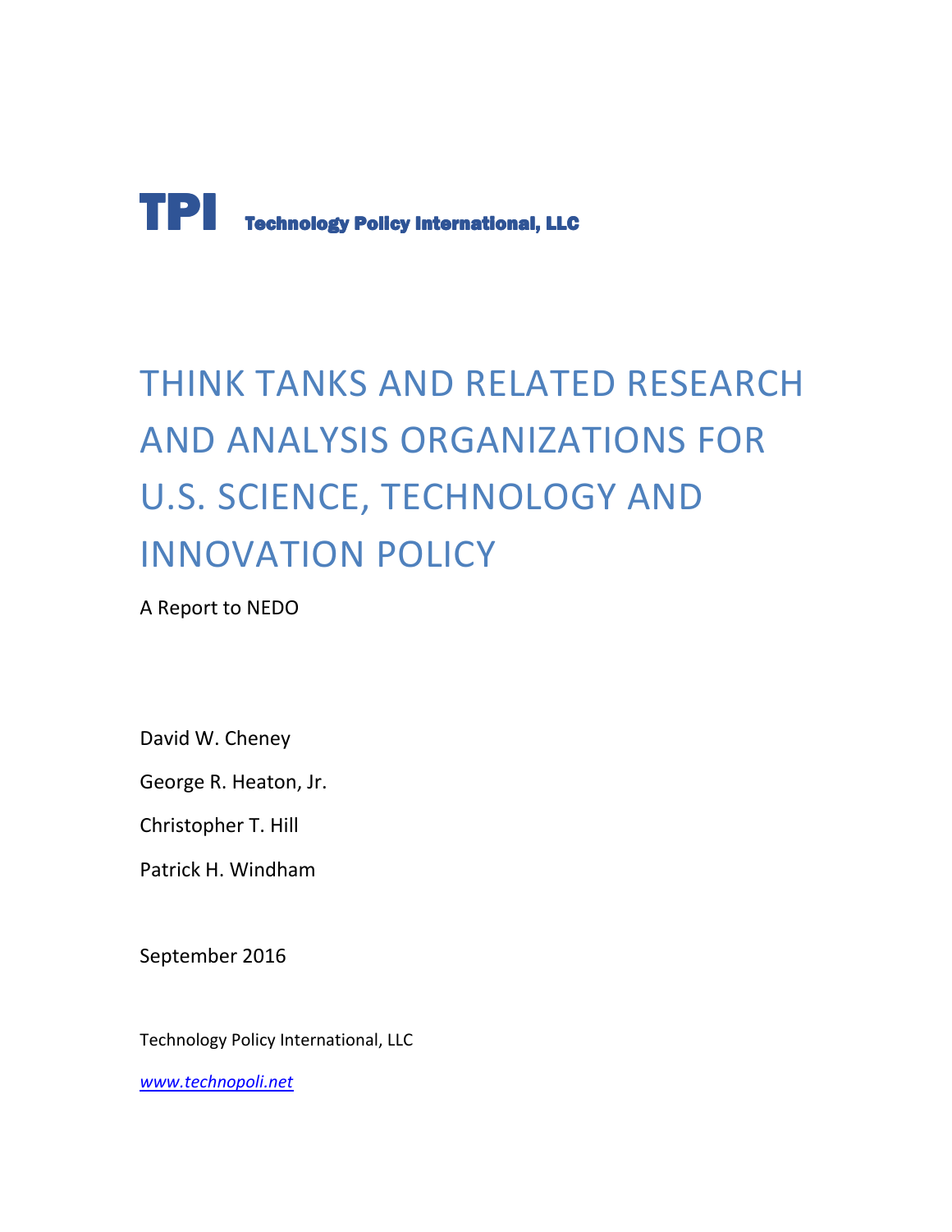**TPI** **Technology Policy International, LLC**

# THINK TANKS AND RELATED RESEARCH AND ANALYSIS ORGANIZATIONS FOR U.S. SCIENCE, TECHNOLOGY AND INNOVATION POLICY

A Report to NEDO

David W. Cheney

George R. Heaton, Jr.

Christopher T. Hill

Patrick H. Windham

September 2016

Technology Policy International, LLC

*www.technopoli.net*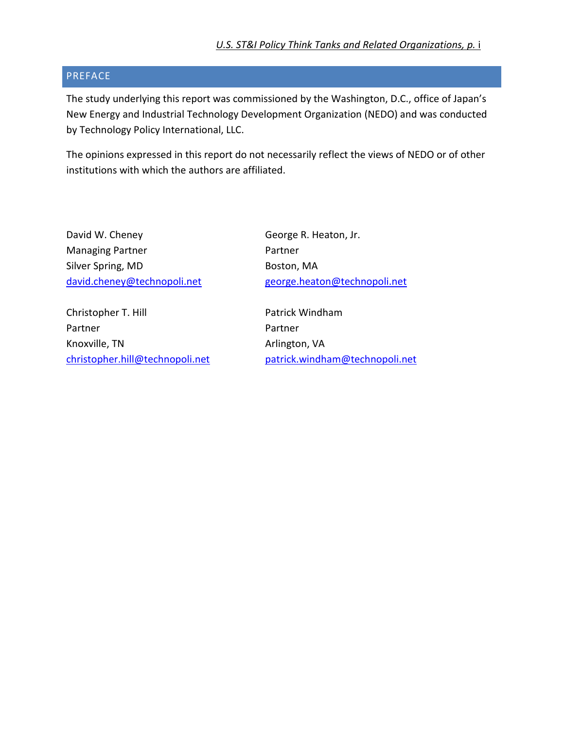## PREFACE

The study underlying this report was commissioned by the Washington, D.C., office of Japan's New Energy and Industrial Technology Development Organization (NEDO) and was conducted by Technology Policy International, LLC.

The opinions expressed in this report do not necessarily reflect the views of NEDO or of other institutions with which the authors are affiliated.

David W. Cheney
Managing Partner
Silver Spring, MD
david.cheney@technopoli.net

George R. Heaton, Jr.
Partner
Boston, MA
george.heaton@technopoli.net

Christopher T. Hill
Partner
Knoxville, TN
christopher.hill@technopoli.net

Patrick Windham
Partner
Arlington, VA
patrick.windham@technopoli.net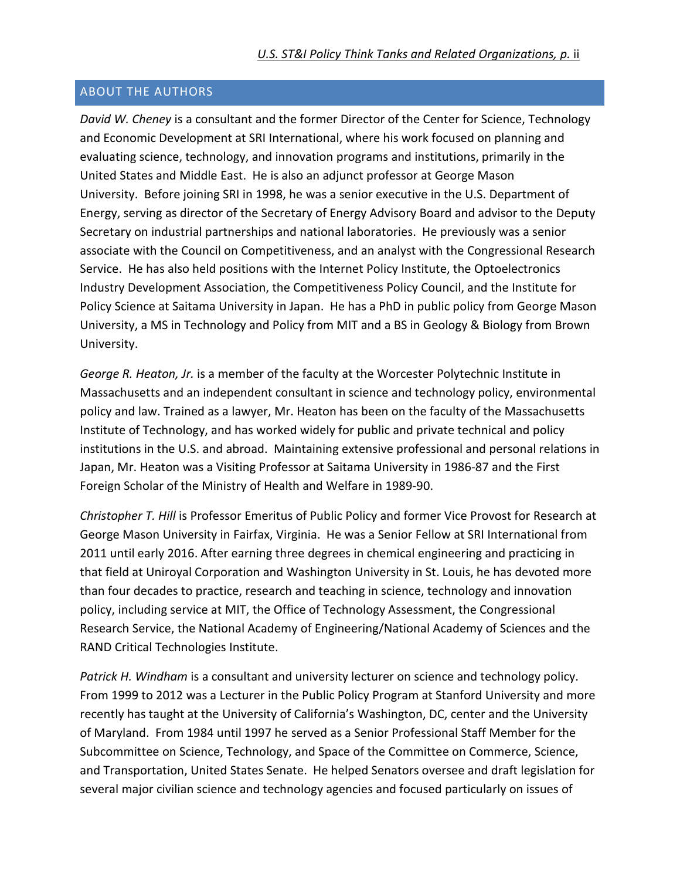## ABOUT THE AUTHORS

*David W. Cheney* is a consultant and the former Director of the Center for Science, Technology and Economic Development at SRI International, where his work focused on planning and evaluating science, technology, and innovation programs and institutions, primarily in the United States and Middle East. He is also an adjunct professor at George Mason University. Before joining SRI in 1998, he was a senior executive in the U.S. Department of Energy, serving as director of the Secretary of Energy Advisory Board and advisor to the Deputy Secretary on industrial partnerships and national laboratories. He previously was a senior associate with the Council on Competitiveness, and an analyst with the Congressional Research Service. He has also held positions with the Internet Policy Institute, the Optoelectronics Industry Development Association, the Competitiveness Policy Council, and the Institute for Policy Science at Saitama University in Japan. He has a PhD in public policy from George Mason University, a MS in Technology and Policy from MIT and a BS in Geology & Biology from Brown University.

*George R. Heaton, Jr.* is a member of the faculty at the Worcester Polytechnic Institute in Massachusetts and an independent consultant in science and technology policy, environmental policy and law. Trained as a lawyer, Mr. Heaton has been on the faculty of the Massachusetts Institute of Technology, and has worked widely for public and private technical and policy institutions in the U.S. and abroad. Maintaining extensive professional and personal relations in Japan, Mr. Heaton was a Visiting Professor at Saitama University in 1986-87 and the First Foreign Scholar of the Ministry of Health and Welfare in 1989-90.

*Christopher T. Hill* is Professor Emeritus of Public Policy and former Vice Provost for Research at George Mason University in Fairfax, Virginia. He was a Senior Fellow at SRI International from 2011 until early 2016. After earning three degrees in chemical engineering and practicing in that field at Uniroyal Corporation and Washington University in St. Louis, he has devoted more than four decades to practice, research and teaching in science, technology and innovation policy, including service at MIT, the Office of Technology Assessment, the Congressional Research Service, the National Academy of Engineering/National Academy of Sciences and the RAND Critical Technologies Institute.

*Patrick H. Windham* is a consultant and university lecturer on science and technology policy. From 1999 to 2012 was a Lecturer in the Public Policy Program at Stanford University and more recently has taught at the University of California's Washington, DC, center and the University of Maryland. From 1984 until 1997 he served as a Senior Professional Staff Member for the Subcommittee on Science, Technology, and Space of the Committee on Commerce, Science, and Transportation, United States Senate. He helped Senators oversee and draft legislation for several major civilian science and technology agencies and focused particularly on issues of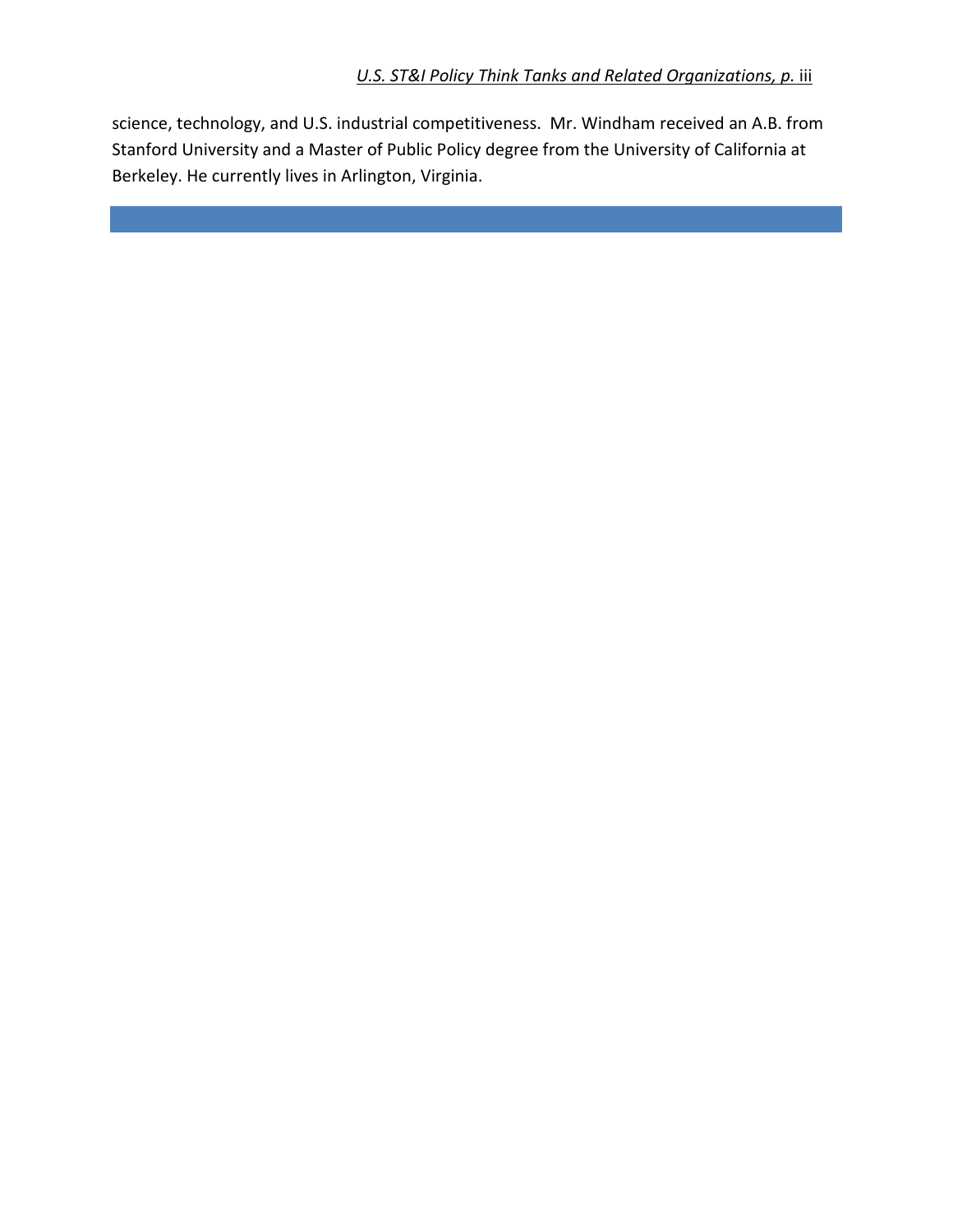science, technology, and U.S. industrial competitiveness. Mr. Windham received an A.B. from Stanford University and a Master of Public Policy degree from the University of California at Berkeley. He currently lives in Arlington, Virginia.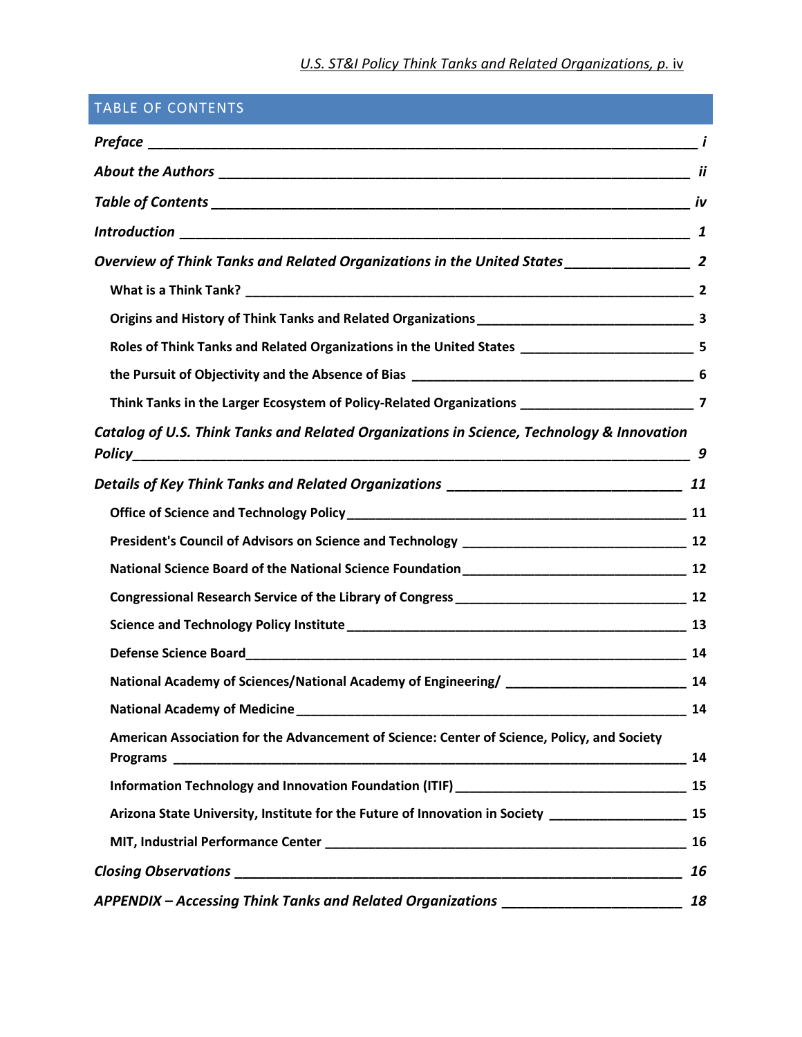## TABLE OF CONTENTS

| Section | Page |
|---|---|
| ***Preface*** | ***i*** |
| ***About the Authors*** | ***ii*** |
| ***Table of Contents*** | ***iv*** |
| ***Introduction*** | ***1*** |
| ***Overview of Think Tanks and Related Organizations in the United States*** | ***2*** |
| **What is a Think Tank?** | **2** |
| **Origins and History of Think Tanks and Related Organizations** | **3** |
| **Roles of Think Tanks and Related Organizations in the United States** | **5** |
| **the Pursuit of Objectivity and the Absence of Bias** | **6** |
| **Think Tanks in the Larger Ecosystem of Policy-Related Organizations** | **7** |
| ***Catalog of U.S. Think Tanks and Related Organizations in Science, Technology & Innovation Policy*** | ***9*** |
| ***Details of Key Think Tanks and Related Organizations*** | ***11*** |
| **Office of Science and Technology Policy** | **11** |
| **President's Council of Advisors on Science and Technology** | **12** |
| **National Science Board of the National Science Foundation** | **12** |
| **Congressional Research Service of the Library of Congress** | **12** |
| **Science and Technology Policy Institute** | **13** |
| **Defense Science Board** | **14** |
| **National Academy of Sciences/National Academy of Engineering/** | **14** |
| **National Academy of Medicine** | **14** |
| **American Association for the Advancement of Science: Center of Science, Policy, and Society Programs** | **14** |
| **Information Technology and Innovation Foundation (ITIF)** | **15** |
| **Arizona State University, Institute for the Future of Innovation in Society** | **15** |
| **MIT, Industrial Performance Center** | **16** |
| ***Closing Observations*** | ***16*** |
| ***APPENDIX – Accessing Think Tanks and Related Organizations*** | ***18*** |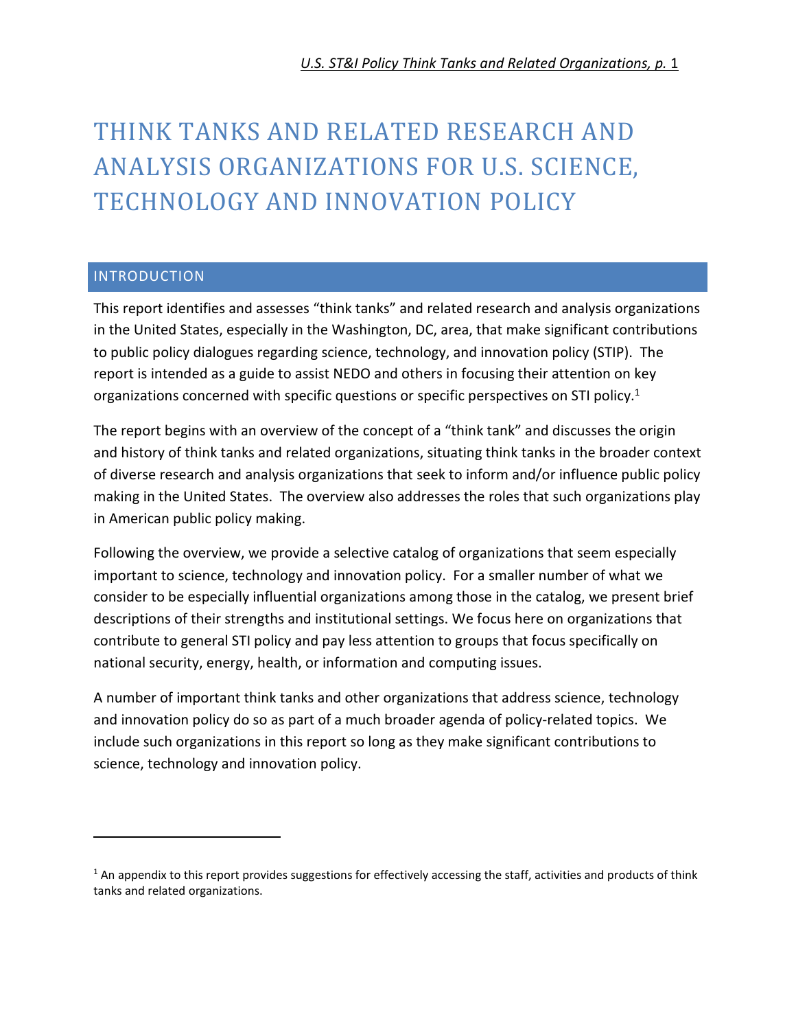# THINK TANKS AND RELATED RESEARCH AND ANALYSIS ORGANIZATIONS FOR U.S. SCIENCE, TECHNOLOGY AND INNOVATION POLICY

## INTRODUCTION

This report identifies and assesses "think tanks" and related research and analysis organizations in the United States, especially in the Washington, DC, area, that make significant contributions to public policy dialogues regarding science, technology, and innovation policy (STIP). The report is intended as a guide to assist NEDO and others in focusing their attention on key organizations concerned with specific questions or specific perspectives on STI policy.[1]

The report begins with an overview of the concept of a "think tank" and discusses the origin and history of think tanks and related organizations, situating think tanks in the broader context of diverse research and analysis organizations that seek to inform and/or influence public policy making in the United States. The overview also addresses the roles that such organizations play in American public policy making.

Following the overview, we provide a selective catalog of organizations that seem especially important to science, technology and innovation policy. For a smaller number of what we consider to be especially influential organizations among those in the catalog, we present brief descriptions of their strengths and institutional settings. We focus here on organizations that contribute to general STI policy and pay less attention to groups that focus specifically on national security, energy, health, or information and computing issues.

A number of important think tanks and other organizations that address science, technology and innovation policy do so as part of a much broader agenda of policy-related topics. We include such organizations in this report so long as they make significant contributions to science, technology and innovation policy.

---

[1] An appendix to this report provides suggestions for effectively accessing the staff, activities and products of think tanks and related organizations.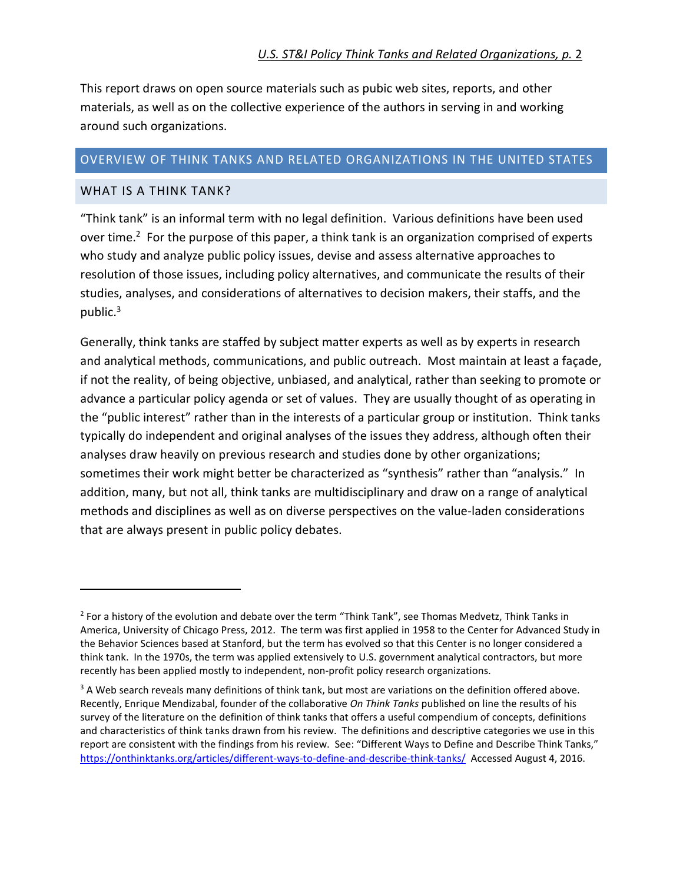This report draws on open source materials such as pubic web sites, reports, and other materials, as well as on the collective experience of the authors in serving in and working around such organizations.

## OVERVIEW OF THINK TANKS AND RELATED ORGANIZATIONS IN THE UNITED STATES

### WHAT IS A THINK TANK?

"Think tank" is an informal term with no legal definition. Various definitions have been used over time.[2] For the purpose of this paper, a think tank is an organization comprised of experts who study and analyze public policy issues, devise and assess alternative approaches to resolution of those issues, including policy alternatives, and communicate the results of their studies, analyses, and considerations of alternatives to decision makers, their staffs, and the public.[3]

Generally, think tanks are staffed by subject matter experts as well as by experts in research and analytical methods, communications, and public outreach. Most maintain at least a façade, if not the reality, of being objective, unbiased, and analytical, rather than seeking to promote or advance a particular policy agenda or set of values. They are usually thought of as operating in the "public interest" rather than in the interests of a particular group or institution. Think tanks typically do independent and original analyses of the issues they address, although often their analyses draw heavily on previous research and studies done by other organizations; sometimes their work might better be characterized as "synthesis" rather than "analysis." In addition, many, but not all, think tanks are multidisciplinary and draw on a range of analytical methods and disciplines as well as on diverse perspectives on the value-laden considerations that are always present in public policy debates.

---

[2] For a history of the evolution and debate over the term "Think Tank", see Thomas Medvetz, Think Tanks in America, University of Chicago Press, 2012. The term was first applied in 1958 to the Center for Advanced Study in the Behavior Sciences based at Stanford, but the term has evolved so that this Center is no longer considered a think tank. In the 1970s, the term was applied extensively to U.S. government analytical contractors, but more recently has been applied mostly to independent, non-profit policy research organizations.

[3] A Web search reveals many definitions of think tank, but most are variations on the definition offered above. Recently, Enrique Mendizabal, founder of the collaborative *On Think Tanks* published on line the results of his survey of the literature on the definition of think tanks that offers a useful compendium of concepts, definitions and characteristics of think tanks drawn from his review. The definitions and descriptive categories we use in this report are consistent with the findings from his review. See: "Different Ways to Define and Describe Think Tanks," https://onthinktanks.org/articles/different-ways-to-define-and-describe-think-tanks/ Accessed August 4, 2016.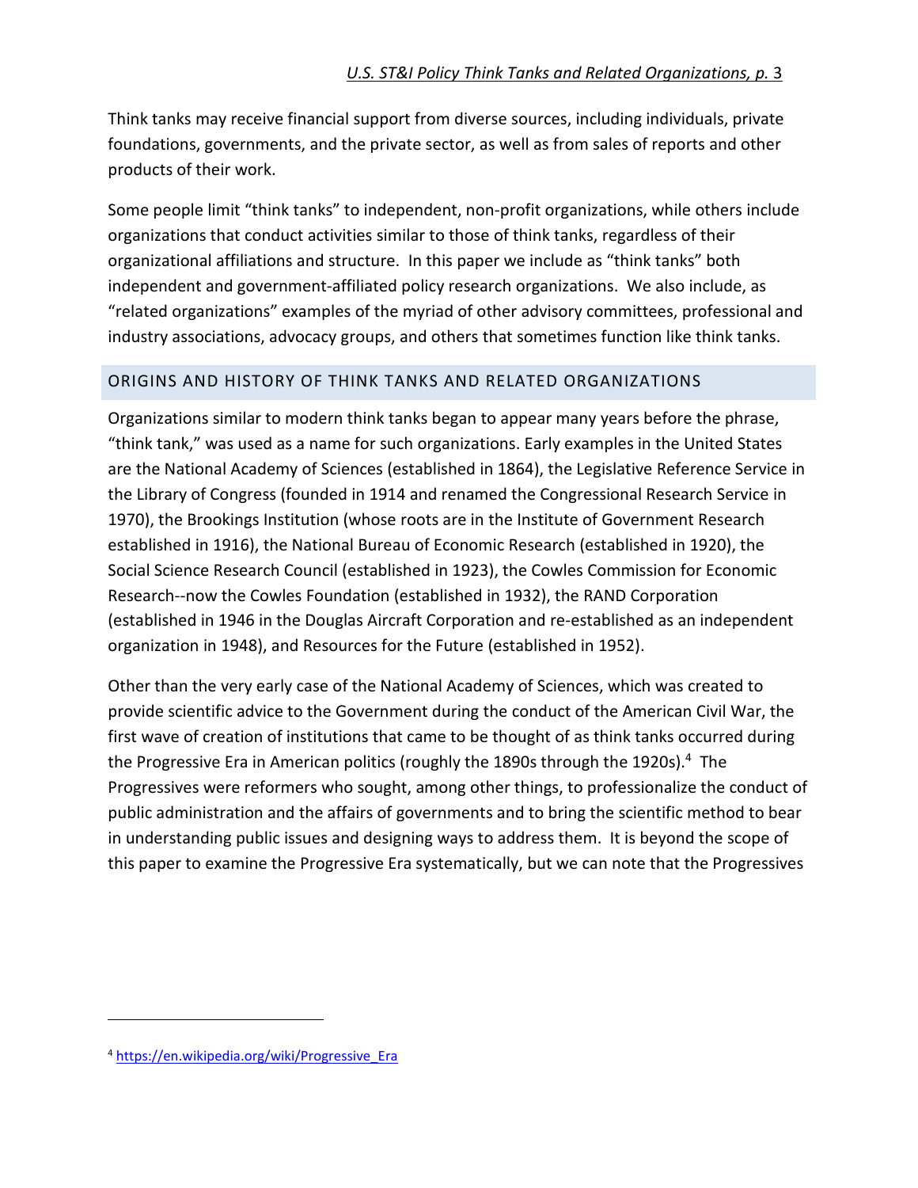Think tanks may receive financial support from diverse sources, including individuals, private foundations, governments, and the private sector, as well as from sales of reports and other products of their work.

Some people limit "think tanks" to independent, non-profit organizations, while others include organizations that conduct activities similar to those of think tanks, regardless of their organizational affiliations and structure. In this paper we include as "think tanks" both independent and government-affiliated policy research organizations. We also include, as "related organizations" examples of the myriad of other advisory committees, professional and industry associations, advocacy groups, and others that sometimes function like think tanks.

## ORIGINS AND HISTORY OF THINK TANKS AND RELATED ORGANIZATIONS

Organizations similar to modern think tanks began to appear many years before the phrase, "think tank," was used as a name for such organizations. Early examples in the United States are the National Academy of Sciences (established in 1864), the Legislative Reference Service in the Library of Congress (founded in 1914 and renamed the Congressional Research Service in 1970), the Brookings Institution (whose roots are in the Institute of Government Research established in 1916), the National Bureau of Economic Research (established in 1920), the Social Science Research Council (established in 1923), the Cowles Commission for Economic Research--now the Cowles Foundation (established in 1932), the RAND Corporation (established in 1946 in the Douglas Aircraft Corporation and re-established as an independent organization in 1948), and Resources for the Future (established in 1952).

Other than the very early case of the National Academy of Sciences, which was created to provide scientific advice to the Government during the conduct of the American Civil War, the first wave of creation of institutions that came to be thought of as think tanks occurred during the Progressive Era in American politics (roughly the 1890s through the 1920s).[4] The Progressives were reformers who sought, among other things, to professionalize the conduct of public administration and the affairs of governments and to bring the scientific method to bear in understanding public issues and designing ways to address them. It is beyond the scope of this paper to examine the Progressive Era systematically, but we can note that the Progressives

[4] https://en.wikipedia.org/wiki/Progressive_Era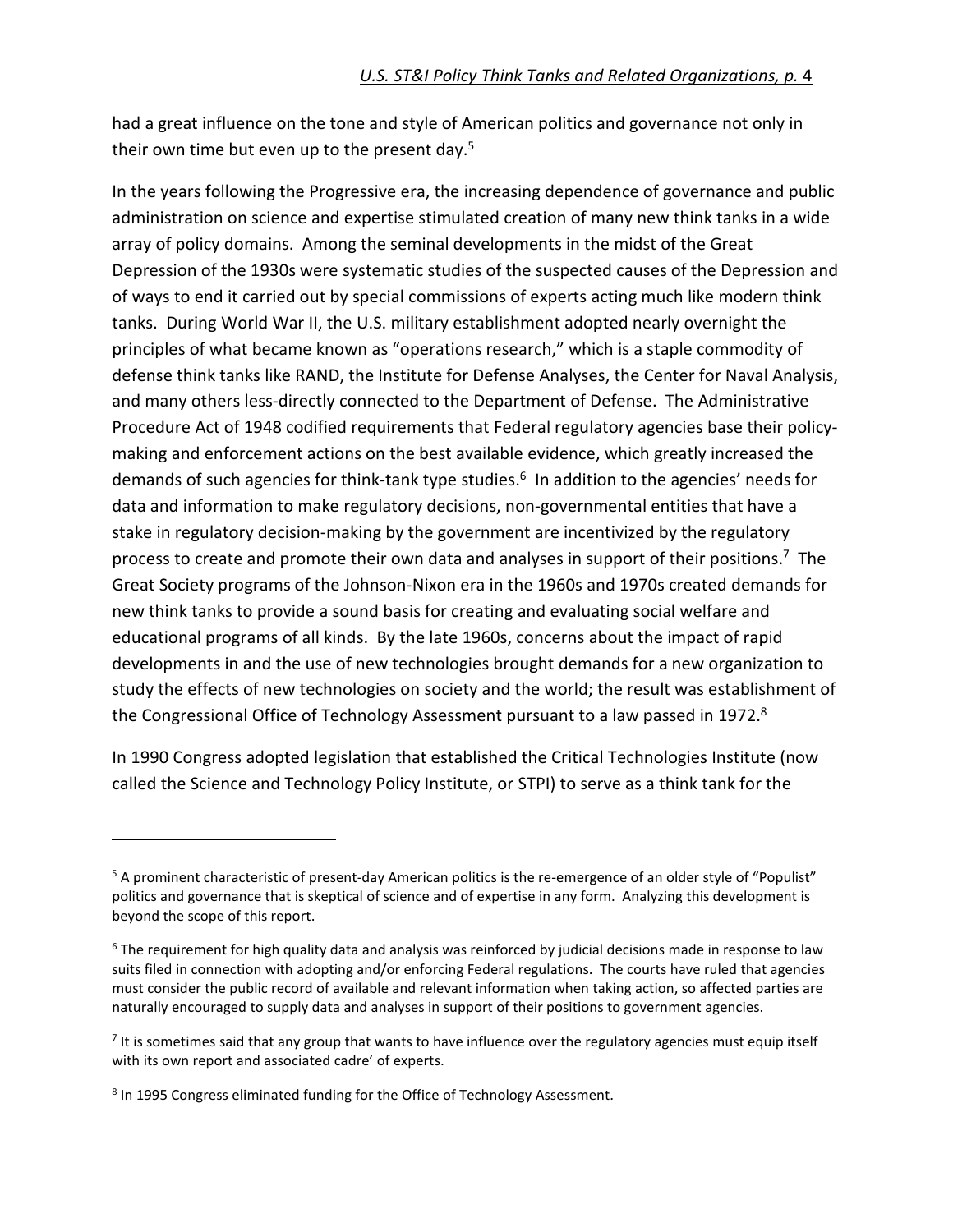had a great influence on the tone and style of American politics and governance not only in their own time but even up to the present day.[5]

In the years following the Progressive era, the increasing dependence of governance and public administration on science and expertise stimulated creation of many new think tanks in a wide array of policy domains. Among the seminal developments in the midst of the Great Depression of the 1930s were systematic studies of the suspected causes of the Depression and of ways to end it carried out by special commissions of experts acting much like modern think tanks. During World War II, the U.S. military establishment adopted nearly overnight the principles of what became known as "operations research," which is a staple commodity of defense think tanks like RAND, the Institute for Defense Analyses, the Center for Naval Analysis, and many others less-directly connected to the Department of Defense. The Administrative Procedure Act of 1948 codified requirements that Federal regulatory agencies base their policy-making and enforcement actions on the best available evidence, which greatly increased the demands of such agencies for think-tank type studies.[6] In addition to the agencies' needs for data and information to make regulatory decisions, non-governmental entities that have a stake in regulatory decision-making by the government are incentivized by the regulatory process to create and promote their own data and analyses in support of their positions.[7] The Great Society programs of the Johnson-Nixon era in the 1960s and 1970s created demands for new think tanks to provide a sound basis for creating and evaluating social welfare and educational programs of all kinds. By the late 1960s, concerns about the impact of rapid developments in and the use of new technologies brought demands for a new organization to study the effects of new technologies on society and the world; the result was establishment of the Congressional Office of Technology Assessment pursuant to a law passed in 1972.[8]

In 1990 Congress adopted legislation that established the Critical Technologies Institute (now called the Science and Technology Policy Institute, or STPI) to serve as a think tank for the

---

[5] A prominent characteristic of present-day American politics is the re-emergence of an older style of "Populist" politics and governance that is skeptical of science and of expertise in any form. Analyzing this development is beyond the scope of this report.

[6] The requirement for high quality data and analysis was reinforced by judicial decisions made in response to law suits filed in connection with adopting and/or enforcing Federal regulations. The courts have ruled that agencies must consider the public record of available and relevant information when taking action, so affected parties are naturally encouraged to supply data and analyses in support of their positions to government agencies.

[7] It is sometimes said that any group that wants to have influence over the regulatory agencies must equip itself with its own report and associated cadre' of experts.

[8] In 1995 Congress eliminated funding for the Office of Technology Assessment.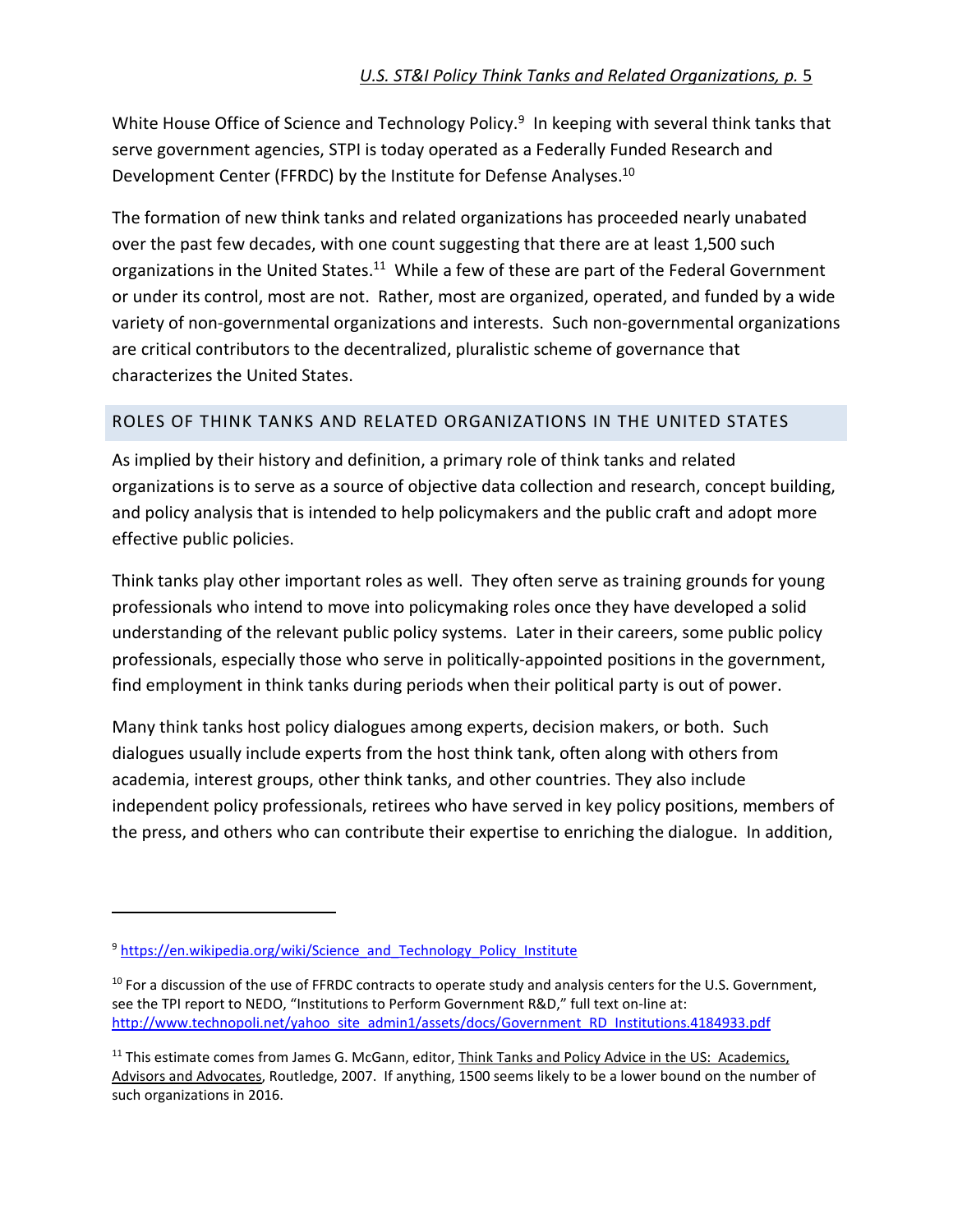White House Office of Science and Technology Policy.[9] In keeping with several think tanks that serve government agencies, STPI is today operated as a Federally Funded Research and Development Center (FFRDC) by the Institute for Defense Analyses.[10]

The formation of new think tanks and related organizations has proceeded nearly unabated over the past few decades, with one count suggesting that there are at least 1,500 such organizations in the United States.[11] While a few of these are part of the Federal Government or under its control, most are not. Rather, most are organized, operated, and funded by a wide variety of non-governmental organizations and interests. Such non-governmental organizations are critical contributors to the decentralized, pluralistic scheme of governance that characterizes the United States.

## ROLES OF THINK TANKS AND RELATED ORGANIZATIONS IN THE UNITED STATES

As implied by their history and definition, a primary role of think tanks and related organizations is to serve as a source of objective data collection and research, concept building, and policy analysis that is intended to help policymakers and the public craft and adopt more effective public policies.

Think tanks play other important roles as well. They often serve as training grounds for young professionals who intend to move into policymaking roles once they have developed a solid understanding of the relevant public policy systems. Later in their careers, some public policy professionals, especially those who serve in politically-appointed positions in the government, find employment in think tanks during periods when their political party is out of power.

Many think tanks host policy dialogues among experts, decision makers, or both. Such dialogues usually include experts from the host think tank, often along with others from academia, interest groups, other think tanks, and other countries. They also include independent policy professionals, retirees who have served in key policy positions, members of the press, and others who can contribute their expertise to enriching the dialogue. In addition,

---

[9] https://en.wikipedia.org/wiki/Science_and_Technology_Policy_Institute

[10] For a discussion of the use of FFRDC contracts to operate study and analysis centers for the U.S. Government, see the TPI report to NEDO, "Institutions to Perform Government R&D," full text on-line at: http://www.technopoli.net/yahoo_site_admin1/assets/docs/Government_RD_Institutions.4184933.pdf

[11] This estimate comes from James G. McGann, editor, Think Tanks and Policy Advice in the US: Academics, Advisors and Advocates, Routledge, 2007. If anything, 1500 seems likely to be a lower bound on the number of such organizations in 2016.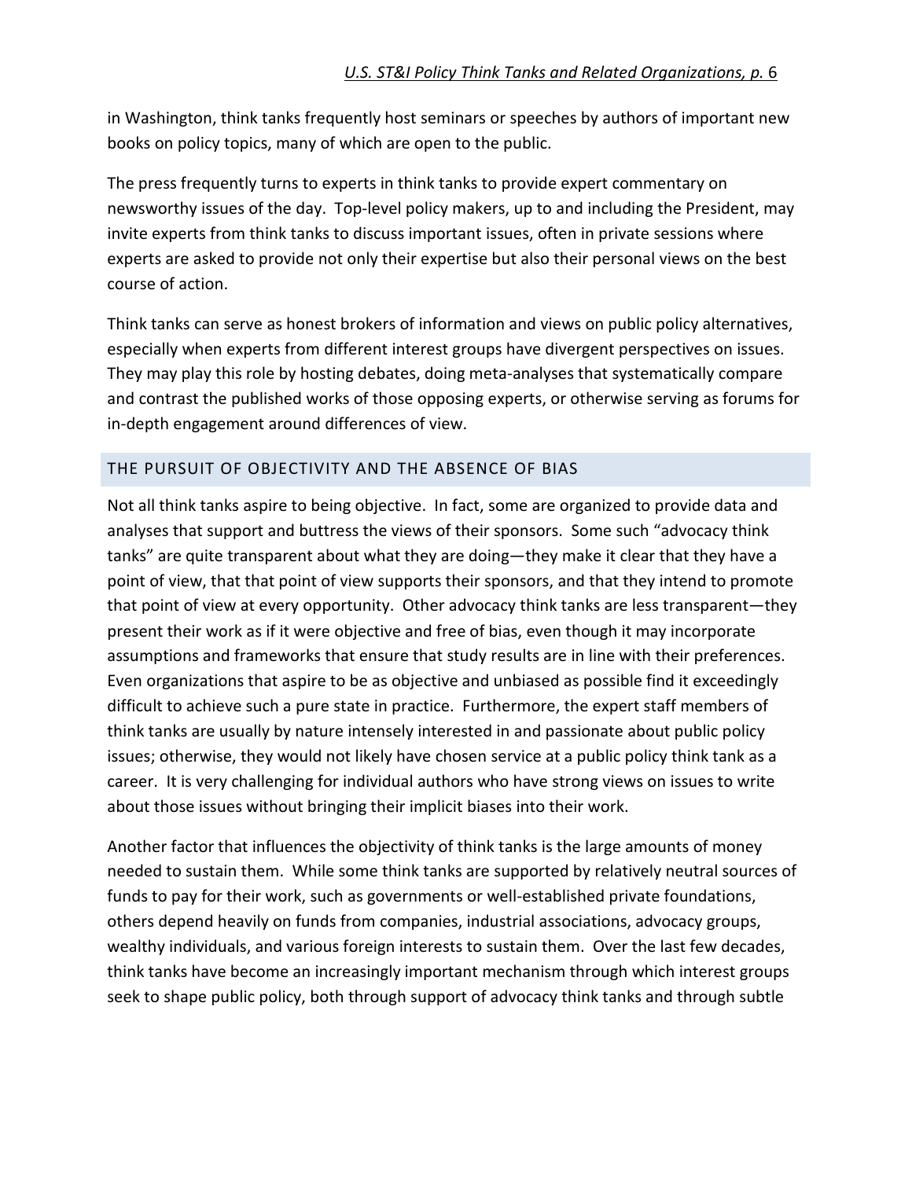in Washington, think tanks frequently host seminars or speeches by authors of important new books on policy topics, many of which are open to the public.

The press frequently turns to experts in think tanks to provide expert commentary on newsworthy issues of the day. Top-level policy makers, up to and including the President, may invite experts from think tanks to discuss important issues, often in private sessions where experts are asked to provide not only their expertise but also their personal views on the best course of action.

Think tanks can serve as honest brokers of information and views on public policy alternatives, especially when experts from different interest groups have divergent perspectives on issues. They may play this role by hosting debates, doing meta-analyses that systematically compare and contrast the published works of those opposing experts, or otherwise serving as forums for in-depth engagement around differences of view.

## THE PURSUIT OF OBJECTIVITY AND THE ABSENCE OF BIAS

Not all think tanks aspire to being objective. In fact, some are organized to provide data and analyses that support and buttress the views of their sponsors. Some such "advocacy think tanks" are quite transparent about what they are doing—they make it clear that they have a point of view, that that point of view supports their sponsors, and that they intend to promote that point of view at every opportunity. Other advocacy think tanks are less transparent—they present their work as if it were objective and free of bias, even though it may incorporate assumptions and frameworks that ensure that study results are in line with their preferences. Even organizations that aspire to be as objective and unbiased as possible find it exceedingly difficult to achieve such a pure state in practice. Furthermore, the expert staff members of think tanks are usually by nature intensely interested in and passionate about public policy issues; otherwise, they would not likely have chosen service at a public policy think tank as a career. It is very challenging for individual authors who have strong views on issues to write about those issues without bringing their implicit biases into their work.

Another factor that influences the objectivity of think tanks is the large amounts of money needed to sustain them. While some think tanks are supported by relatively neutral sources of funds to pay for their work, such as governments or well-established private foundations, others depend heavily on funds from companies, industrial associations, advocacy groups, wealthy individuals, and various foreign interests to sustain them. Over the last few decades, think tanks have become an increasingly important mechanism through which interest groups seek to shape public policy, both through support of advocacy think tanks and through subtle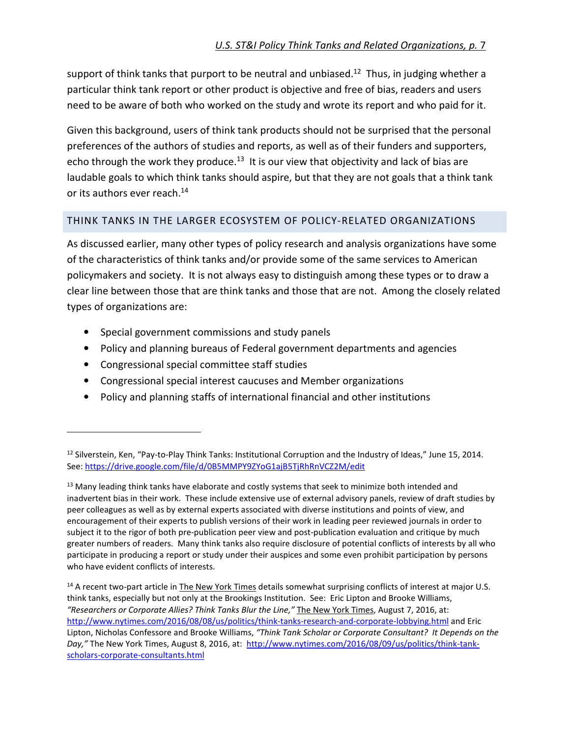support of think tanks that purport to be neutral and unbiased.[12] Thus, in judging whether a particular think tank report or other product is objective and free of bias, readers and users need to be aware of both who worked on the study and wrote its report and who paid for it.

Given this background, users of think tank products should not be surprised that the personal preferences of the authors of studies and reports, as well as of their funders and supporters, echo through the work they produce.[13] It is our view that objectivity and lack of bias are laudable goals to which think tanks should aspire, but that they are not goals that a think tank or its authors ever reach.[14]

## THINK TANKS IN THE LARGER ECOSYSTEM OF POLICY-RELATED ORGANIZATIONS

As discussed earlier, many other types of policy research and analysis organizations have some of the characteristics of think tanks and/or provide some of the same services to American policymakers and society. It is not always easy to distinguish among these types or to draw a clear line between those that are think tanks and those that are not. Among the closely related types of organizations are:

- Special government commissions and study panels
- Policy and planning bureaus of Federal government departments and agencies
- Congressional special committee staff studies
- Congressional special interest caucuses and Member organizations
- Policy and planning staffs of international financial and other institutions

---

[12] Silverstein, Ken, "Pay-to-Play Think Tanks: Institutional Corruption and the Industry of Ideas," June 15, 2014. See: https://drive.google.com/file/d/0B5MMPY9ZYoG1ajB5TjRhRnVCZ2M/edit

[13] Many leading think tanks have elaborate and costly systems that seek to minimize both intended and inadvertent bias in their work. These include extensive use of external advisory panels, review of draft studies by peer colleagues as well as by external experts associated with diverse institutions and points of view, and encouragement of their experts to publish versions of their work in leading peer reviewed journals in order to subject it to the rigor of both pre-publication peer view and post-publication evaluation and critique by much greater numbers of readers. Many think tanks also require disclosure of potential conflicts of interests by all who participate in producing a report or study under their auspices and some even prohibit participation by persons who have evident conflicts of interests.

[14] A recent two-part article in The New York Times details somewhat surprising conflicts of interest at major U.S. think tanks, especially but not only at the Brookings Institution. See: Eric Lipton and Brooke Williams, *"Researchers or Corporate Allies? Think Tanks Blur the Line,"* The New York Times, August 7, 2016, at: http://www.nytimes.com/2016/08/08/us/politics/think-tanks-research-and-corporate-lobbying.html and Eric Lipton, Nicholas Confessore and Brooke Williams, *"Think Tank Scholar or Corporate Consultant? It Depends on the Day,"* The New York Times, August 8, 2016, at: http://www.nytimes.com/2016/08/09/us/politics/think-tank-scholars-corporate-consultants.html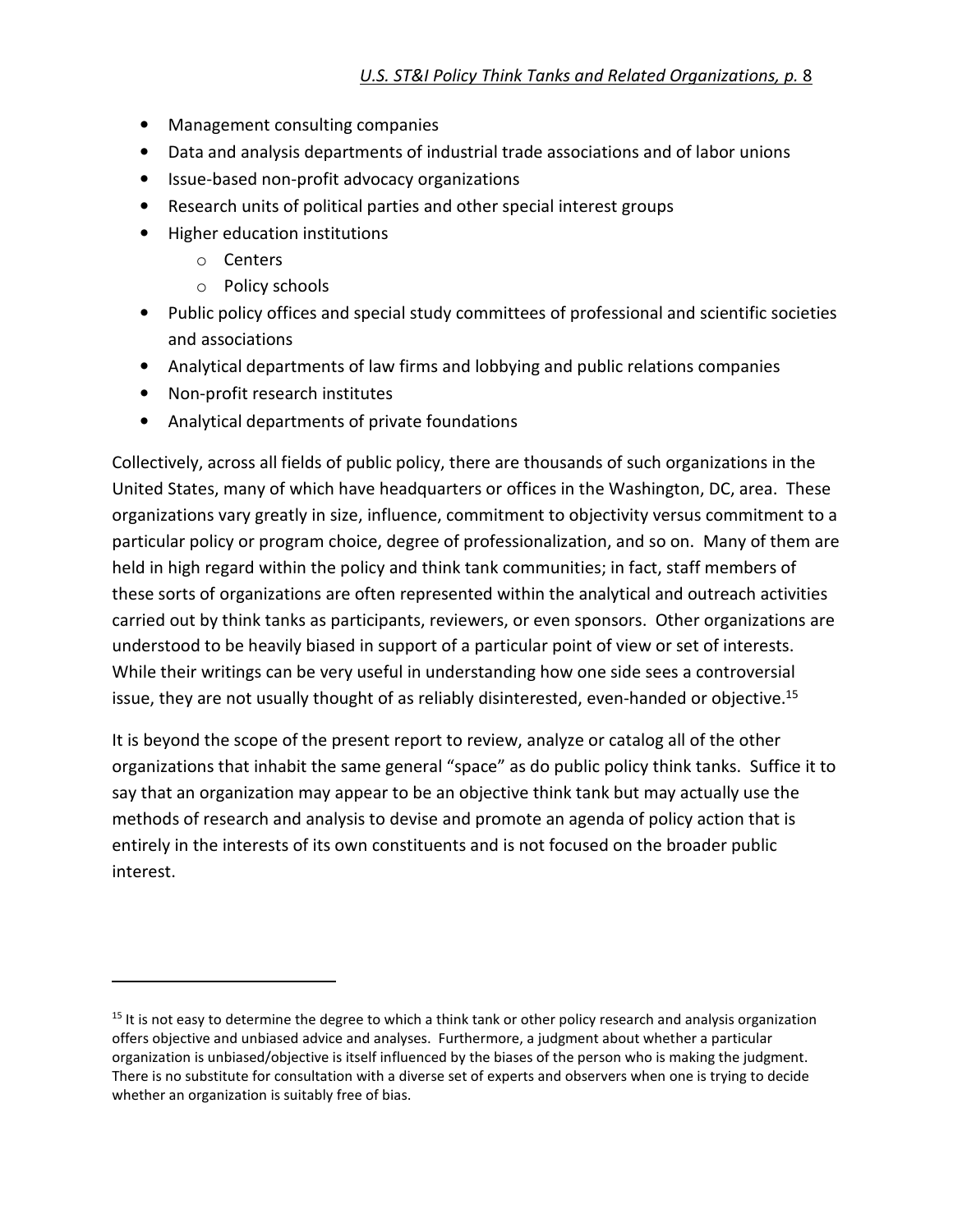- Management consulting companies
- Data and analysis departments of industrial trade associations and of labor unions
- Issue-based non-profit advocacy organizations
- Research units of political parties and other special interest groups
- Higher education institutions
    - Centers
    - Policy schools
- Public policy offices and special study committees of professional and scientific societies and associations
- Analytical departments of law firms and lobbying and public relations companies
- Non-profit research institutes
- Analytical departments of private foundations

Collectively, across all fields of public policy, there are thousands of such organizations in the United States, many of which have headquarters or offices in the Washington, DC, area. These organizations vary greatly in size, influence, commitment to objectivity versus commitment to a particular policy or program choice, degree of professionalization, and so on. Many of them are held in high regard within the policy and think tank communities; in fact, staff members of these sorts of organizations are often represented within the analytical and outreach activities carried out by think tanks as participants, reviewers, or even sponsors. Other organizations are understood to be heavily biased in support of a particular point of view or set of interests. While their writings can be very useful in understanding how one side sees a controversial issue, they are not usually thought of as reliably disinterested, even-handed or objective.[15]

It is beyond the scope of the present report to review, analyze or catalog all of the other organizations that inhabit the same general "space" as do public policy think tanks. Suffice it to say that an organization may appear to be an objective think tank but may actually use the methods of research and analysis to devise and promote an agenda of policy action that is entirely in the interests of its own constituents and is not focused on the broader public interest.

---

[15] It is not easy to determine the degree to which a think tank or other policy research and analysis organization offers objective and unbiased advice and analyses. Furthermore, a judgment about whether a particular organization is unbiased/objective is itself influenced by the biases of the person who is making the judgment. There is no substitute for consultation with a diverse set of experts and observers when one is trying to decide whether an organization is suitably free of bias.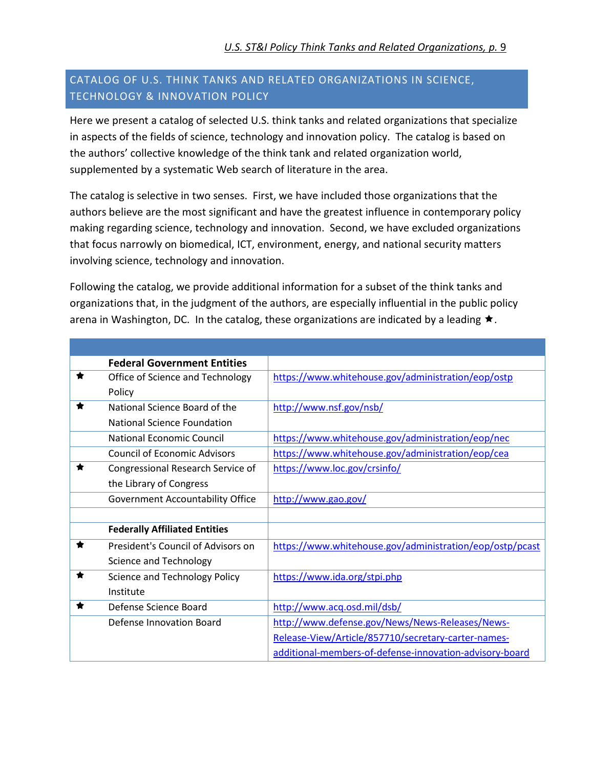## CATALOG OF U.S. THINK TANKS AND RELATED ORGANIZATIONS IN SCIENCE, TECHNOLOGY & INNOVATION POLICY

Here we present a catalog of selected U.S. think tanks and related organizations that specialize in aspects of the fields of science, technology and innovation policy. The catalog is based on the authors' collective knowledge of the think tank and related organization world, supplemented by a systematic Web search of literature in the area.

The catalog is selective in two senses. First, we have included those organizations that the authors believe are the most significant and have the greatest influence in contemporary policy making regarding science, technology and innovation. Second, we have excluded organizations that focus narrowly on biomedical, ICT, environment, energy, and national security matters involving science, technology and innovation.

Following the catalog, we provide additional information for a subset of the think tanks and organizations that, in the judgment of the authors, are especially influential in the public policy arena in Washington, DC. In the catalog, these organizations are indicated by a leading ★.

| | | |
|---|---|---|
| | **Federal Government Entities** | |
| ★ | Office of Science and Technology Policy | https://www.whitehouse.gov/administration/eop/ostp |
| ★ | National Science Board of the National Science Foundation | http://www.nsf.gov/nsb/ |
| | National Economic Council | https://www.whitehouse.gov/administration/eop/nec |
| | Council of Economic Advisors | https://www.whitehouse.gov/administration/eop/cea |
| ★ | Congressional Research Service of the Library of Congress | https://www.loc.gov/crsinfo/ |
| | Government Accountability Office | http://www.gao.gov/ |
| | | |
| | **Federally Affiliated Entities** | |
| ★ | President's Council of Advisors on Science and Technology | https://www.whitehouse.gov/administration/eop/ostp/pcast |
| ★ | Science and Technology Policy Institute | https://www.ida.org/stpi.php |
| ★ | Defense Science Board | http://www.acq.osd.mil/dsb/ |
| | Defense Innovation Board | http://www.defense.gov/News/News-Releases/News-Release-View/Article/857710/secretary-carter-names-additional-members-of-defense-innovation-advisory-board |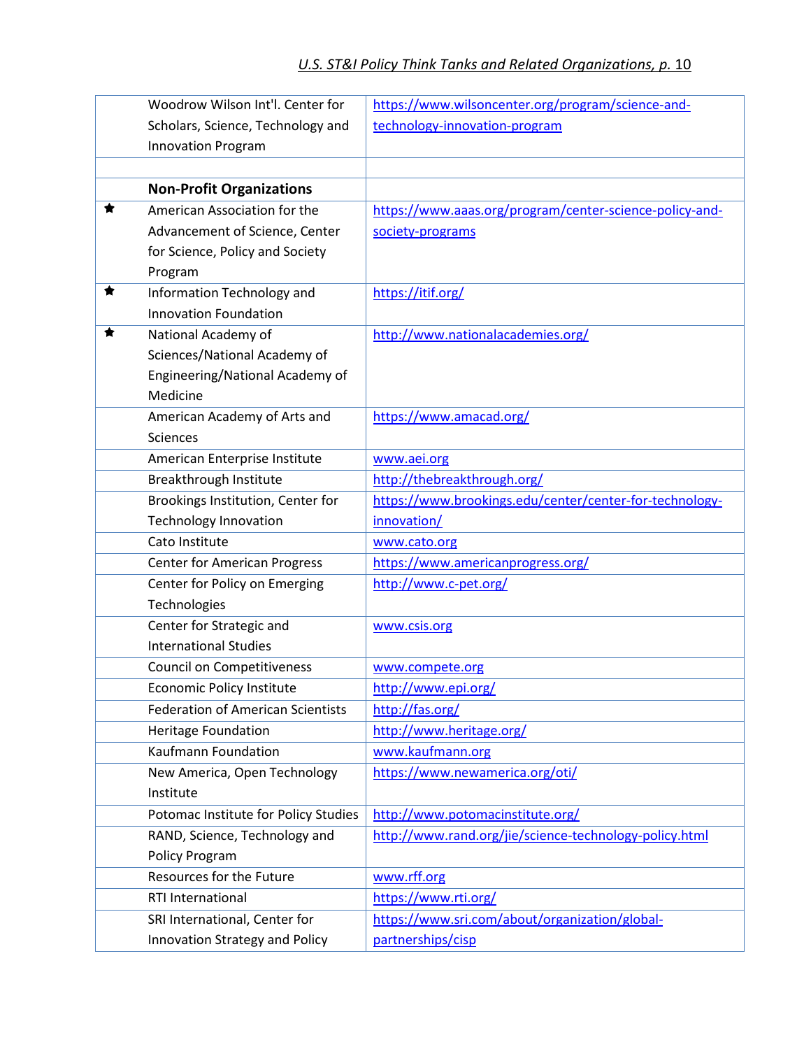| | | |
|---|---|---|
| | Woodrow Wilson Int'l. Center for Scholars, Science, Technology and Innovation Program | https://www.wilsoncenter.org/program/science-and-technology-innovation-program |
| | | |
| | **Non-Profit Organizations** | |
| ★ | American Association for the Advancement of Science, Center for Science, Policy and Society Program | https://www.aaas.org/program/center-science-policy-and-society-programs |
| ★ | Information Technology and Innovation Foundation | https://itif.org/ |
| ★ | National Academy of Sciences/National Academy of Engineering/National Academy of Medicine | http://www.nationalacademies.org/ |
| | American Academy of Arts and Sciences | https://www.amacad.org/ |
| | American Enterprise Institute | www.aei.org |
| | Breakthrough Institute | http://thebreakthrough.org/ |
| | Brookings Institution, Center for Technology Innovation | https://www.brookings.edu/center/center-for-technology-innovation/ |
| | Cato Institute | www.cato.org |
| | Center for American Progress | https://www.americanprogress.org/ |
| | Center for Policy on Emerging Technologies | http://www.c-pet.org/ |
| | Center for Strategic and International Studies | www.csis.org |
| | Council on Competitiveness | www.compete.org |
| | Economic Policy Institute | http://www.epi.org/ |
| | Federation of American Scientists | http://fas.org/ |
| | Heritage Foundation | http://www.heritage.org/ |
| | Kaufmann Foundation | www.kaufmann.org |
| | New America, Open Technology Institute | https://www.newamerica.org/oti/ |
| | Potomac Institute for Policy Studies | http://www.potomacinstitute.org/ |
| | RAND, Science, Technology and Policy Program | http://www.rand.org/jie/science-technology-policy.html |
| | Resources for the Future | www.rff.org |
| | RTI International | https://www.rti.org/ |
| | SRI International, Center for Innovation Strategy and Policy | https://www.sri.com/about/organization/global-partnerships/cisp |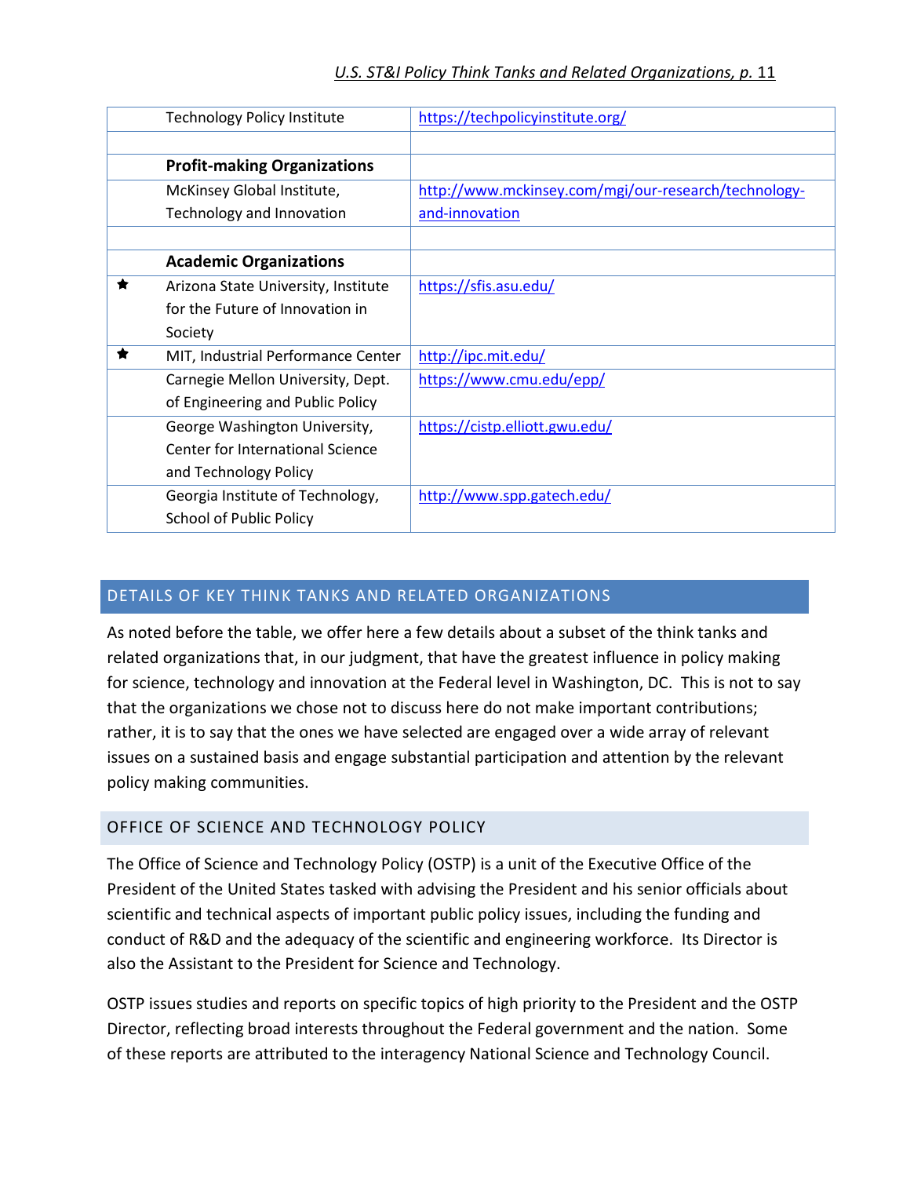| | | |
|---|---|---|
| | Technology Policy Institute | https://techpolicyinstitute.org/ |
| | | |
| | **Profit-making Organizations** | |
| | McKinsey Global Institute, Technology and Innovation | http://www.mckinsey.com/mgi/our-research/technology-and-innovation |
| | | |
| | **Academic Organizations** | |
| ★ | Arizona State University, Institute for the Future of Innovation in Society | https://sfis.asu.edu/ |
| ★ | MIT, Industrial Performance Center | http://ipc.mit.edu/ |
| | Carnegie Mellon University, Dept. of Engineering and Public Policy | https://www.cmu.edu/epp/ |
| | George Washington University, Center for International Science and Technology Policy | https://cistp.elliott.gwu.edu/ |
| | Georgia Institute of Technology, School of Public Policy | http://www.spp.gatech.edu/ |

## DETAILS OF KEY THINK TANKS AND RELATED ORGANIZATIONS

As noted before the table, we offer here a few details about a subset of the think tanks and related organizations that, in our judgment, that have the greatest influence in policy making for science, technology and innovation at the Federal level in Washington, DC. This is not to say that the organizations we chose not to discuss here do not make important contributions; rather, it is to say that the ones we have selected are engaged over a wide array of relevant issues on a sustained basis and engage substantial participation and attention by the relevant policy making communities.

### OFFICE OF SCIENCE AND TECHNOLOGY POLICY

The Office of Science and Technology Policy (OSTP) is a unit of the Executive Office of the President of the United States tasked with advising the President and his senior officials about scientific and technical aspects of important public policy issues, including the funding and conduct of R&D and the adequacy of the scientific and engineering workforce. Its Director is also the Assistant to the President for Science and Technology.

OSTP issues studies and reports on specific topics of high priority to the President and the OSTP Director, reflecting broad interests throughout the Federal government and the nation. Some of these reports are attributed to the interagency National Science and Technology Council.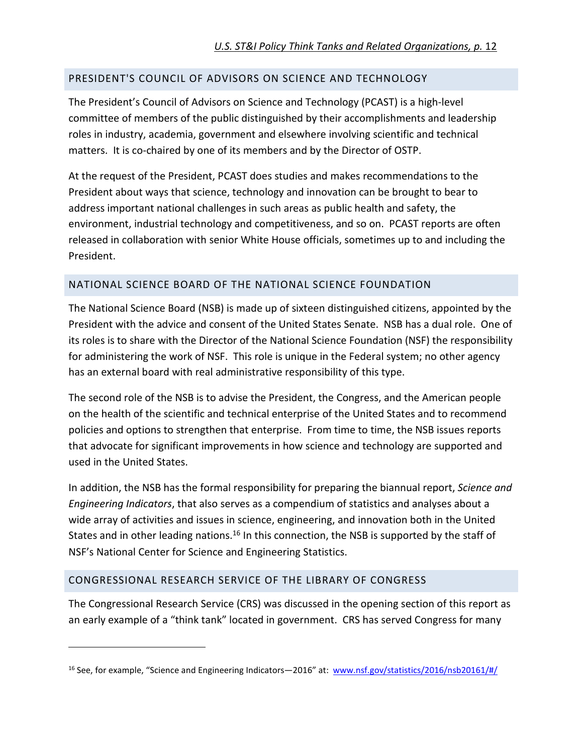## PRESIDENT'S COUNCIL OF ADVISORS ON SCIENCE AND TECHNOLOGY

The President's Council of Advisors on Science and Technology (PCAST) is a high-level committee of members of the public distinguished by their accomplishments and leadership roles in industry, academia, government and elsewhere involving scientific and technical matters. It is co-chaired by one of its members and by the Director of OSTP.

At the request of the President, PCAST does studies and makes recommendations to the President about ways that science, technology and innovation can be brought to bear to address important national challenges in such areas as public health and safety, the environment, industrial technology and competitiveness, and so on. PCAST reports are often released in collaboration with senior White House officials, sometimes up to and including the President.

## NATIONAL SCIENCE BOARD OF THE NATIONAL SCIENCE FOUNDATION

The National Science Board (NSB) is made up of sixteen distinguished citizens, appointed by the President with the advice and consent of the United States Senate. NSB has a dual role. One of its roles is to share with the Director of the National Science Foundation (NSF) the responsibility for administering the work of NSF. This role is unique in the Federal system; no other agency has an external board with real administrative responsibility of this type.

The second role of the NSB is to advise the President, the Congress, and the American people on the health of the scientific and technical enterprise of the United States and to recommend policies and options to strengthen that enterprise. From time to time, the NSB issues reports that advocate for significant improvements in how science and technology are supported and used in the United States.

In addition, the NSB has the formal responsibility for preparing the biannual report, *Science and Engineering Indicators*, that also serves as a compendium of statistics and analyses about a wide array of activities and issues in science, engineering, and innovation both in the United States and in other leading nations.[16] In this connection, the NSB is supported by the staff of NSF's National Center for Science and Engineering Statistics.

## CONGRESSIONAL RESEARCH SERVICE OF THE LIBRARY OF CONGRESS

The Congressional Research Service (CRS) was discussed in the opening section of this report as an early example of a "think tank" located in government. CRS has served Congress for many

---

[16] See, for example, "Science and Engineering Indicators—2016" at: www.nsf.gov/statistics/2016/nsb20161/#/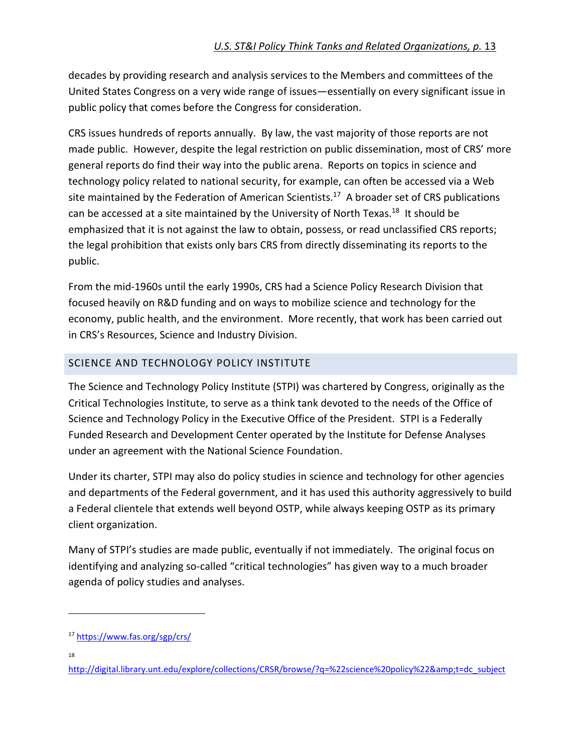decades by providing research and analysis services to the Members and committees of the United States Congress on a very wide range of issues—essentially on every significant issue in public policy that comes before the Congress for consideration.

CRS issues hundreds of reports annually. By law, the vast majority of those reports are not made public. However, despite the legal restriction on public dissemination, most of CRS' more general reports do find their way into the public arena. Reports on topics in science and technology policy related to national security, for example, can often be accessed via a Web site maintained by the Federation of American Scientists.[17] A broader set of CRS publications can be accessed at a site maintained by the University of North Texas.[18] It should be emphasized that it is not against the law to obtain, possess, or read unclassified CRS reports; the legal prohibition that exists only bars CRS from directly disseminating its reports to the public.

From the mid-1960s until the early 1990s, CRS had a Science Policy Research Division that focused heavily on R&D funding and on ways to mobilize science and technology for the economy, public health, and the environment. More recently, that work has been carried out in CRS's Resources, Science and Industry Division.

## SCIENCE AND TECHNOLOGY POLICY INSTITUTE

The Science and Technology Policy Institute (STPI) was chartered by Congress, originally as the Critical Technologies Institute, to serve as a think tank devoted to the needs of the Office of Science and Technology Policy in the Executive Office of the President. STPI is a Federally Funded Research and Development Center operated by the Institute for Defense Analyses under an agreement with the National Science Foundation.

Under its charter, STPI may also do policy studies in science and technology for other agencies and departments of the Federal government, and it has used this authority aggressively to build a Federal clientele that extends well beyond OSTP, while always keeping OSTP as its primary client organization.

Many of STPI's studies are made public, eventually if not immediately. The original focus on identifying and analyzing so-called "critical technologies" has given way to a much broader agenda of policy studies and analyses.

---

[17] https://www.fas.org/sgp/crs/

[18] http://digital.library.unt.edu/explore/collections/CRSR/browse/?q=%22science%20policy%22&amp;t=dc_subject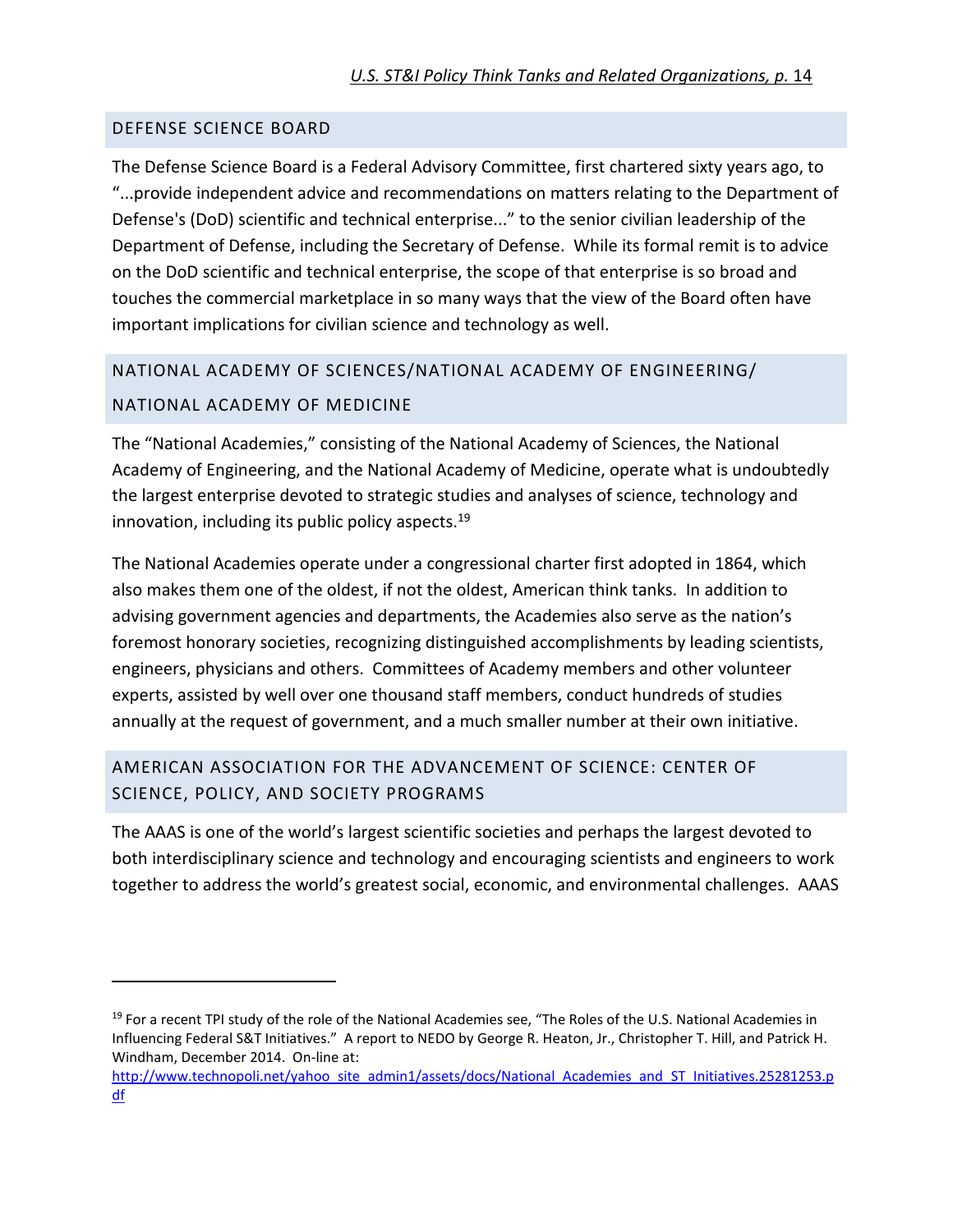## DEFENSE SCIENCE BOARD

The Defense Science Board is a Federal Advisory Committee, first chartered sixty years ago, to "...provide independent advice and recommendations on matters relating to the Department of Defense's (DoD) scientific and technical enterprise..." to the senior civilian leadership of the Department of Defense, including the Secretary of Defense. While its formal remit is to advice on the DoD scientific and technical enterprise, the scope of that enterprise is so broad and touches the commercial marketplace in so many ways that the view of the Board often have important implications for civilian science and technology as well.

## NATIONAL ACADEMY OF SCIENCES/NATIONAL ACADEMY OF ENGINEERING/ NATIONAL ACADEMY OF MEDICINE

The "National Academies," consisting of the National Academy of Sciences, the National Academy of Engineering, and the National Academy of Medicine, operate what is undoubtedly the largest enterprise devoted to strategic studies and analyses of science, technology and innovation, including its public policy aspects.[19]

The National Academies operate under a congressional charter first adopted in 1864, which also makes them one of the oldest, if not the oldest, American think tanks. In addition to advising government agencies and departments, the Academies also serve as the nation's foremost honorary societies, recognizing distinguished accomplishments by leading scientists, engineers, physicians and others. Committees of Academy members and other volunteer experts, assisted by well over one thousand staff members, conduct hundreds of studies annually at the request of government, and a much smaller number at their own initiative.

## AMERICAN ASSOCIATION FOR THE ADVANCEMENT OF SCIENCE: CENTER OF SCIENCE, POLICY, AND SOCIETY PROGRAMS

The AAAS is one of the world's largest scientific societies and perhaps the largest devoted to both interdisciplinary science and technology and encouraging scientists and engineers to work together to address the world's greatest social, economic, and environmental challenges. AAAS

---

[19] For a recent TPI study of the role of the National Academies see, "The Roles of the U.S. National Academies in Influencing Federal S&T Initiatives." A report to NEDO by George R. Heaton, Jr., Christopher T. Hill, and Patrick H. Windham, December 2014. On-line at: http://www.technopoli.net/yahoo_site_admin1/assets/docs/National_Academies_and_ST_Initiatives.25281253.pdf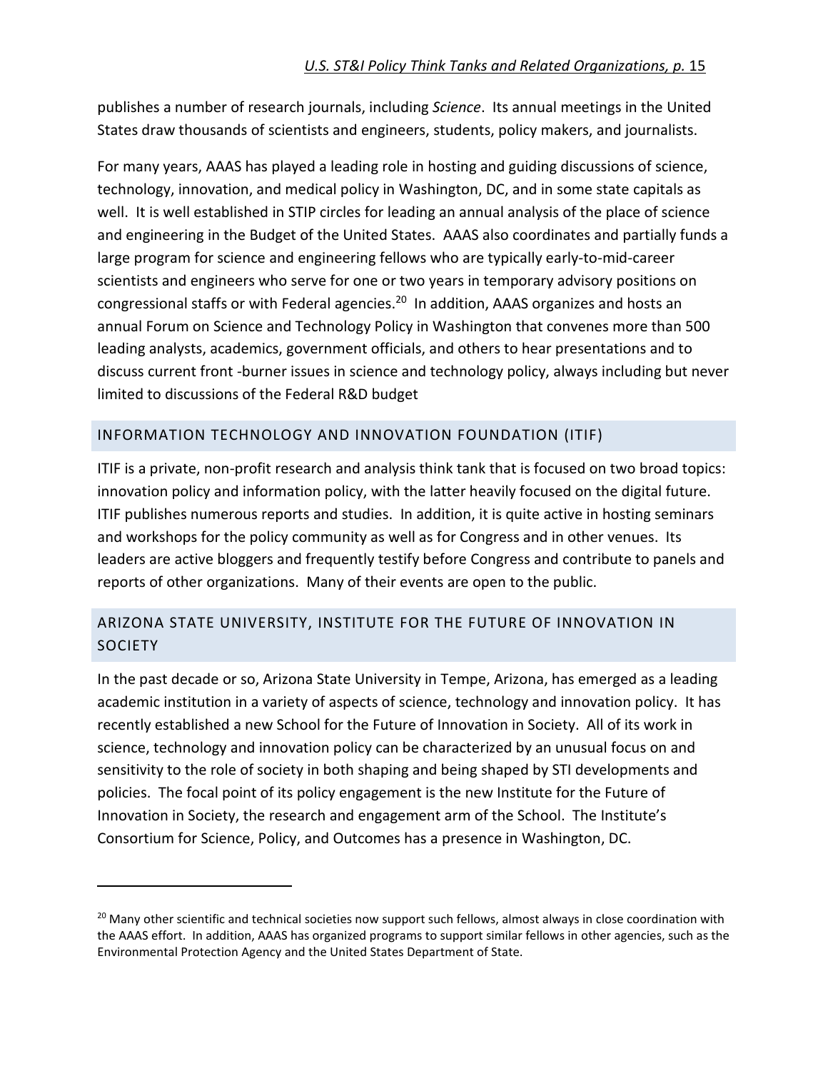publishes a number of research journals, including *Science*. Its annual meetings in the United States draw thousands of scientists and engineers, students, policy makers, and journalists.

For many years, AAAS has played a leading role in hosting and guiding discussions of science, technology, innovation, and medical policy in Washington, DC, and in some state capitals as well. It is well established in STIP circles for leading an annual analysis of the place of science and engineering in the Budget of the United States. AAAS also coordinates and partially funds a large program for science and engineering fellows who are typically early-to-mid-career scientists and engineers who serve for one or two years in temporary advisory positions on congressional staffs or with Federal agencies.[20] In addition, AAAS organizes and hosts an annual Forum on Science and Technology Policy in Washington that convenes more than 500 leading analysts, academics, government officials, and others to hear presentations and to discuss current front -burner issues in science and technology policy, always including but never limited to discussions of the Federal R&D budget

## INFORMATION TECHNOLOGY AND INNOVATION FOUNDATION (ITIF)

ITIF is a private, non-profit research and analysis think tank that is focused on two broad topics: innovation policy and information policy, with the latter heavily focused on the digital future. ITIF publishes numerous reports and studies. In addition, it is quite active in hosting seminars and workshops for the policy community as well as for Congress and in other venues. Its leaders are active bloggers and frequently testify before Congress and contribute to panels and reports of other organizations. Many of their events are open to the public.

## ARIZONA STATE UNIVERSITY, INSTITUTE FOR THE FUTURE OF INNOVATION IN SOCIETY

In the past decade or so, Arizona State University in Tempe, Arizona, has emerged as a leading academic institution in a variety of aspects of science, technology and innovation policy. It has recently established a new School for the Future of Innovation in Society. All of its work in science, technology and innovation policy can be characterized by an unusual focus on and sensitivity to the role of society in both shaping and being shaped by STI developments and policies. The focal point of its policy engagement is the new Institute for the Future of Innovation in Society, the research and engagement arm of the School. The Institute's Consortium for Science, Policy, and Outcomes has a presence in Washington, DC.

---

[20] Many other scientific and technical societies now support such fellows, almost always in close coordination with the AAAS effort. In addition, AAAS has organized programs to support similar fellows in other agencies, such as the Environmental Protection Agency and the United States Department of State.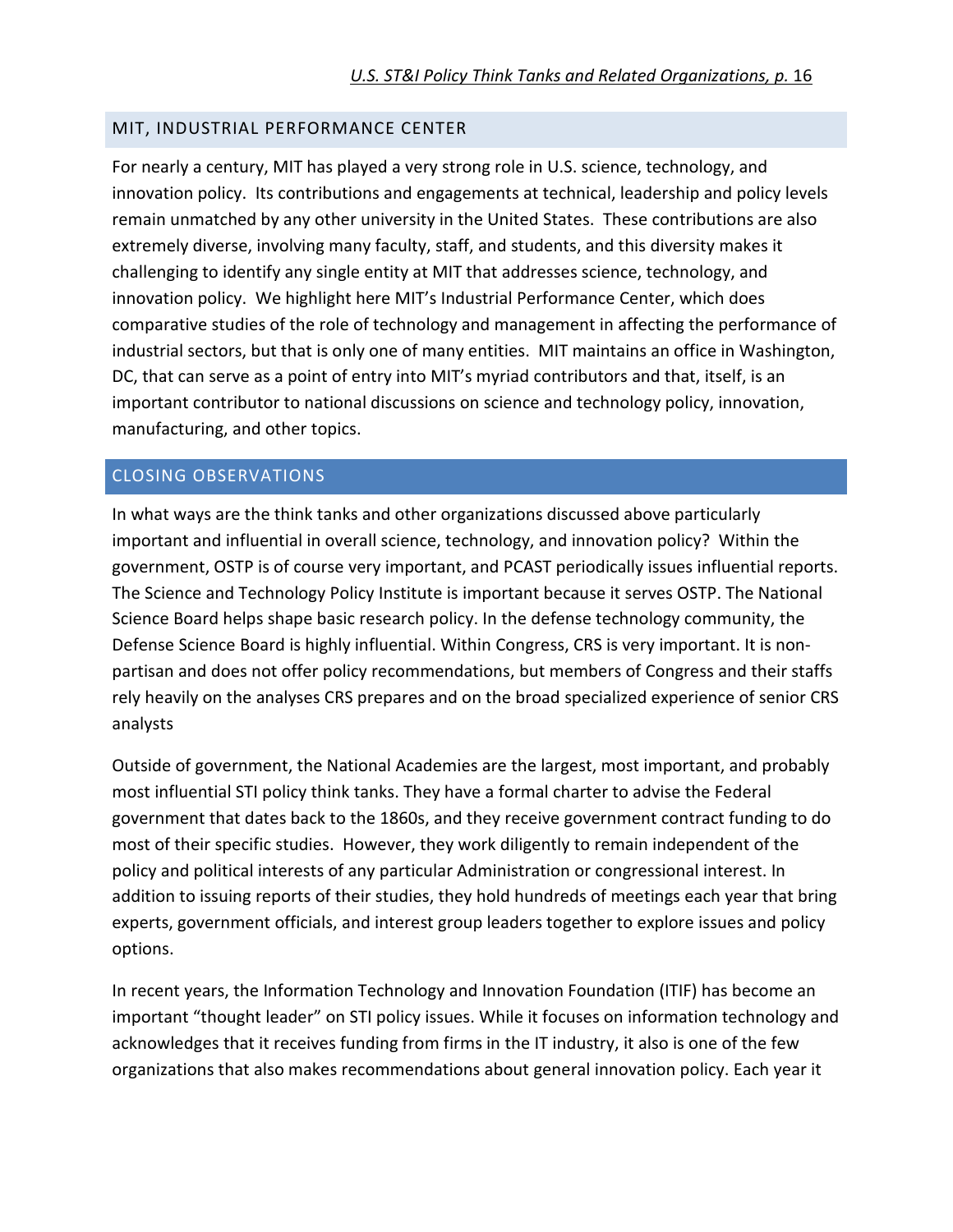## MIT, INDUSTRIAL PERFORMANCE CENTER

For nearly a century, MIT has played a very strong role in U.S. science, technology, and innovation policy. Its contributions and engagements at technical, leadership and policy levels remain unmatched by any other university in the United States. These contributions are also extremely diverse, involving many faculty, staff, and students, and this diversity makes it challenging to identify any single entity at MIT that addresses science, technology, and innovation policy. We highlight here MIT's Industrial Performance Center, which does comparative studies of the role of technology and management in affecting the performance of industrial sectors, but that is only one of many entities. MIT maintains an office in Washington, DC, that can serve as a point of entry into MIT's myriad contributors and that, itself, is an important contributor to national discussions on science and technology policy, innovation, manufacturing, and other topics.

## CLOSING OBSERVATIONS

In what ways are the think tanks and other organizations discussed above particularly important and influential in overall science, technology, and innovation policy? Within the government, OSTP is of course very important, and PCAST periodically issues influential reports. The Science and Technology Policy Institute is important because it serves OSTP. The National Science Board helps shape basic research policy. In the defense technology community, the Defense Science Board is highly influential. Within Congress, CRS is very important. It is non-partisan and does not offer policy recommendations, but members of Congress and their staffs rely heavily on the analyses CRS prepares and on the broad specialized experience of senior CRS analysts

Outside of government, the National Academies are the largest, most important, and probably most influential STI policy think tanks. They have a formal charter to advise the Federal government that dates back to the 1860s, and they receive government contract funding to do most of their specific studies. However, they work diligently to remain independent of the policy and political interests of any particular Administration or congressional interest. In addition to issuing reports of their studies, they hold hundreds of meetings each year that bring experts, government officials, and interest group leaders together to explore issues and policy options.

In recent years, the Information Technology and Innovation Foundation (ITIF) has become an important "thought leader" on STI policy issues. While it focuses on information technology and acknowledges that it receives funding from firms in the IT industry, it also is one of the few organizations that also makes recommendations about general innovation policy. Each year it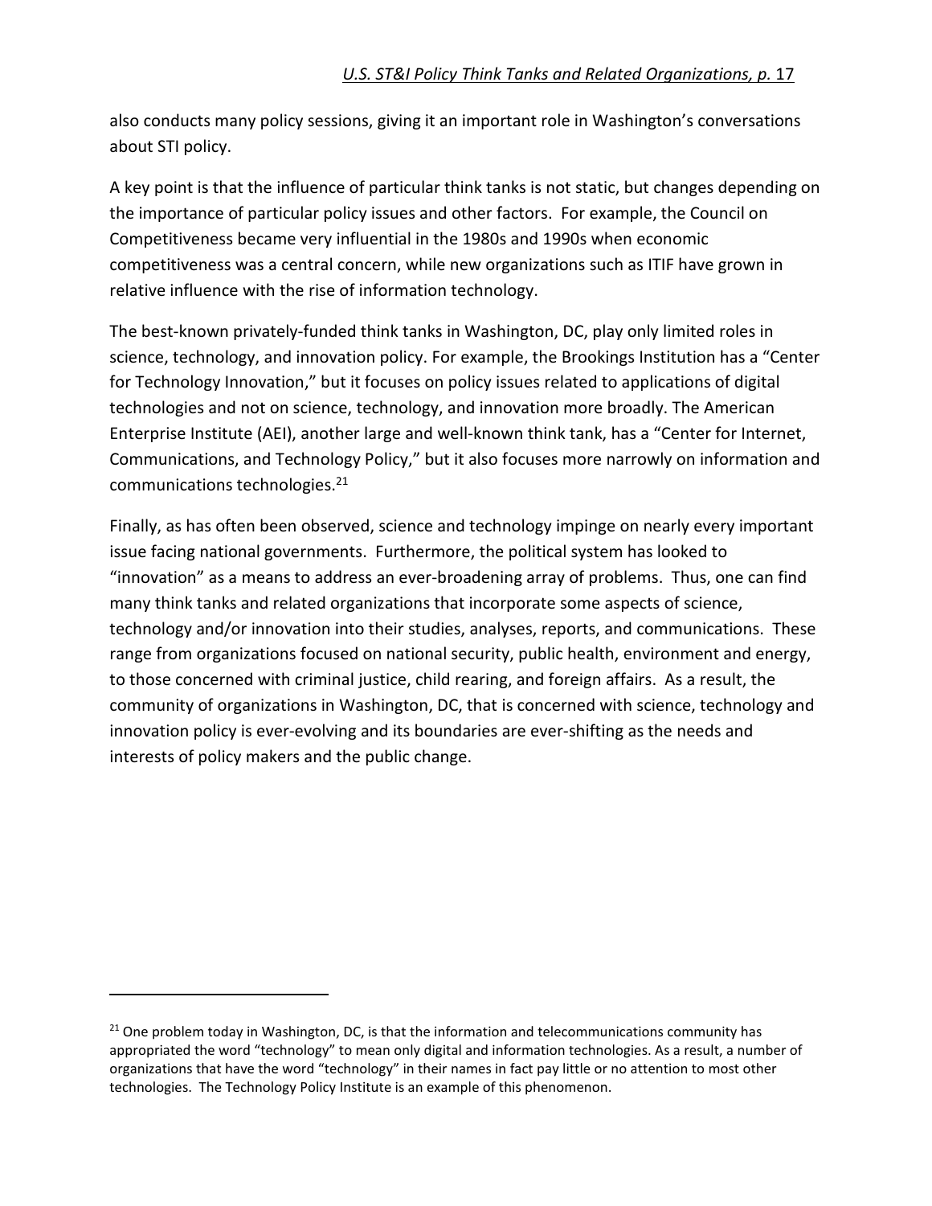also conducts many policy sessions, giving it an important role in Washington's conversations about STI policy.

A key point is that the influence of particular think tanks is not static, but changes depending on the importance of particular policy issues and other factors. For example, the Council on Competitiveness became very influential in the 1980s and 1990s when economic competitiveness was a central concern, while new organizations such as ITIF have grown in relative influence with the rise of information technology.

The best-known privately-funded think tanks in Washington, DC, play only limited roles in science, technology, and innovation policy. For example, the Brookings Institution has a "Center for Technology Innovation," but it focuses on policy issues related to applications of digital technologies and not on science, technology, and innovation more broadly. The American Enterprise Institute (AEI), another large and well-known think tank, has a "Center for Internet, Communications, and Technology Policy," but it also focuses more narrowly on information and communications technologies.[21]

Finally, as has often been observed, science and technology impinge on nearly every important issue facing national governments. Furthermore, the political system has looked to "innovation" as a means to address an ever-broadening array of problems. Thus, one can find many think tanks and related organizations that incorporate some aspects of science, technology and/or innovation into their studies, analyses, reports, and communications. These range from organizations focused on national security, public health, environment and energy, to those concerned with criminal justice, child rearing, and foreign affairs. As a result, the community of organizations in Washington, DC, that is concerned with science, technology and innovation policy is ever-evolving and its boundaries are ever-shifting as the needs and interests of policy makers and the public change.

---

[21] One problem today in Washington, DC, is that the information and telecommunications community has appropriated the word "technology" to mean only digital and information technologies. As a result, a number of organizations that have the word "technology" in their names in fact pay little or no attention to most other technologies. The Technology Policy Institute is an example of this phenomenon.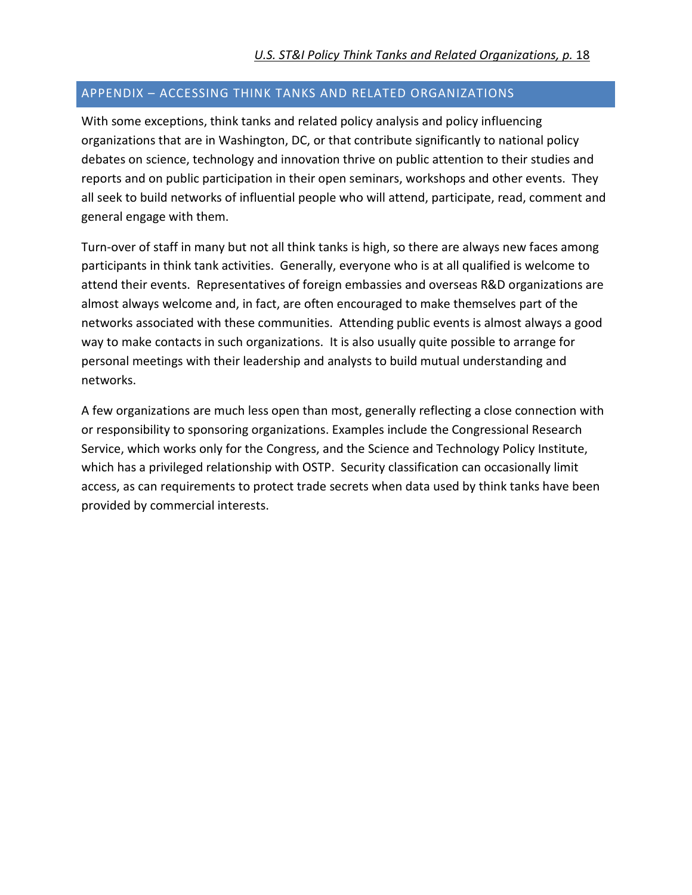## APPENDIX – ACCESSING THINK TANKS AND RELATED ORGANIZATIONS

With some exceptions, think tanks and related policy analysis and policy influencing organizations that are in Washington, DC, or that contribute significantly to national policy debates on science, technology and innovation thrive on public attention to their studies and reports and on public participation in their open seminars, workshops and other events. They all seek to build networks of influential people who will attend, participate, read, comment and general engage with them.

Turn-over of staff in many but not all think tanks is high, so there are always new faces among participants in think tank activities. Generally, everyone who is at all qualified is welcome to attend their events. Representatives of foreign embassies and overseas R&D organizations are almost always welcome and, in fact, are often encouraged to make themselves part of the networks associated with these communities. Attending public events is almost always a good way to make contacts in such organizations. It is also usually quite possible to arrange for personal meetings with their leadership and analysts to build mutual understanding and networks.

A few organizations are much less open than most, generally reflecting a close connection with or responsibility to sponsoring organizations. Examples include the Congressional Research Service, which works only for the Congress, and the Science and Technology Policy Institute, which has a privileged relationship with OSTP. Security classification can occasionally limit access, as can requirements to protect trade secrets when data used by think tanks have been provided by commercial interests.